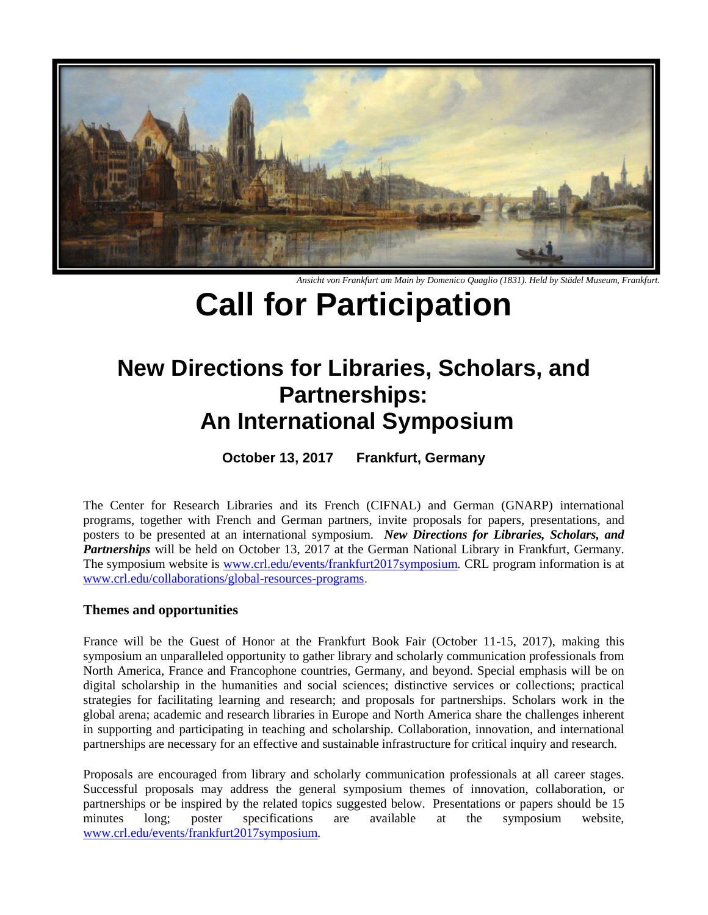*Ansicht von Frankfurt am Main by Domenico Quaglio (1831). Held by Städel Museum, Frankfurt.*

# Call for Participation

## New Directions for Libraries, Scholars, and Partnerships: An International Symposium

**October 13, 2017 Frankfurt, Germany**

The Center for Research Libraries and its French (CIFNAL) and German (GNARP) international programs, together with French and German partners, invite proposals for papers, presentations, and posters to be presented at an international symposium. ***New Directions for Libraries, Scholars, and Partnerships*** will be held on October 13, 2017 at the German National Library in Frankfurt, Germany. The symposium website is www.crl.edu/events/frankfurt2017symposium. CRL program information is at www.crl.edu/collaborations/global-resources-programs.

### Themes and opportunities

France will be the Guest of Honor at the Frankfurt Book Fair (October 11-15, 2017), making this symposium an unparalleled opportunity to gather library and scholarly communication professionals from North America, France and Francophone countries, Germany, and beyond. Special emphasis will be on digital scholarship in the humanities and social sciences; distinctive services or collections; practical strategies for facilitating learning and research; and proposals for partnerships. Scholars work in the global arena; academic and research libraries in Europe and North America share the challenges inherent in supporting and participating in teaching and scholarship. Collaboration, innovation, and international partnerships are necessary for an effective and sustainable infrastructure for critical inquiry and research.

Proposals are encouraged from library and scholarly communication professionals at all career stages. Successful proposals may address the general symposium themes of innovation, collaboration, or partnerships or be inspired by the related topics suggested below. Presentations or papers should be 15 minutes long; poster specifications are available at the symposium website, www.crl.edu/events/frankfurt2017symposium.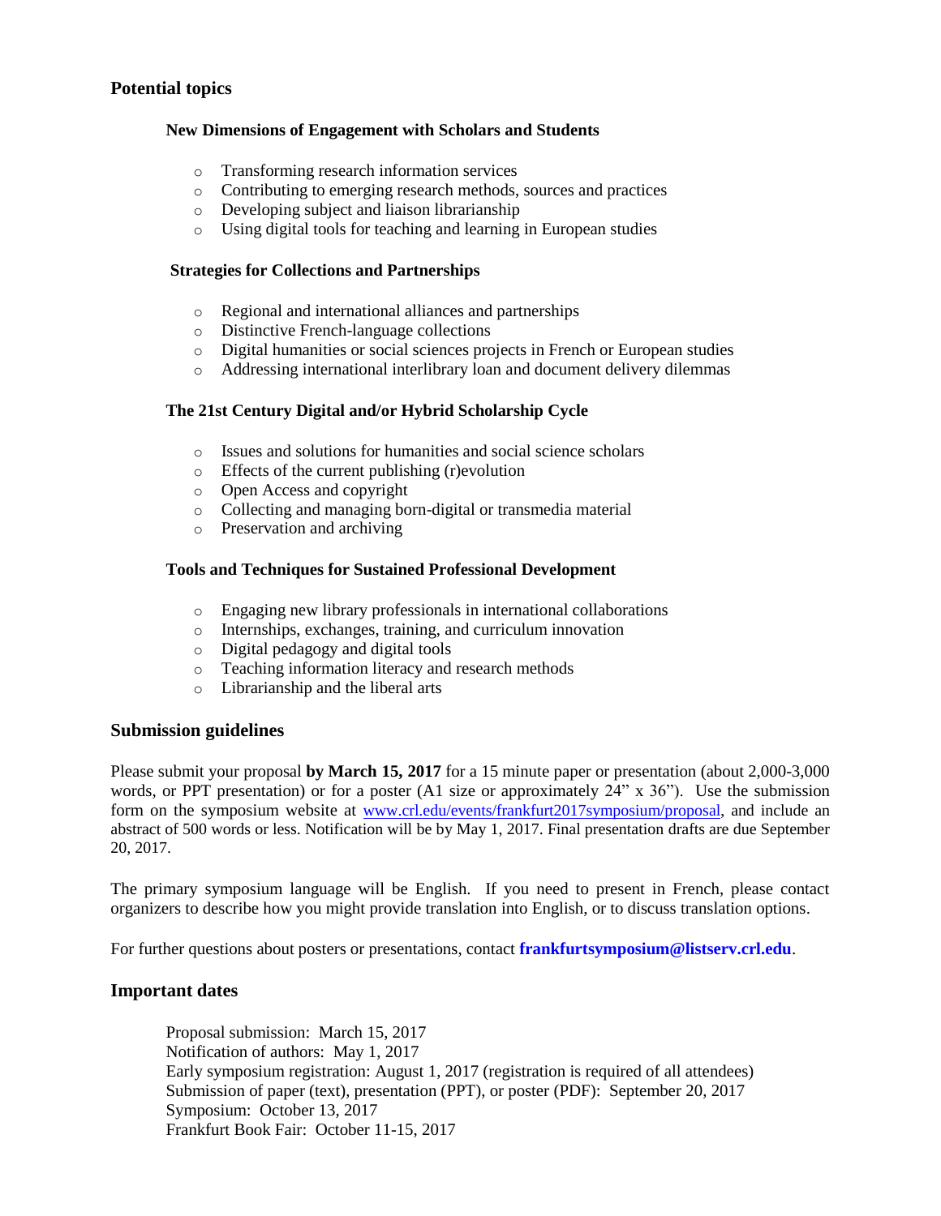## Potential topics

### New Dimensions of Engagement with Scholars and Students

- Transforming research information services
- Contributing to emerging research methods, sources and practices
- Developing subject and liaison librarianship
- Using digital tools for teaching and learning in European studies

### Strategies for Collections and Partnerships

- Regional and international alliances and partnerships
- Distinctive French-language collections
- Digital humanities or social sciences projects in French or European studies
- Addressing international interlibrary loan and document delivery dilemmas

### The 21st Century Digital and/or Hybrid Scholarship Cycle

- Issues and solutions for humanities and social science scholars
- Effects of the current publishing (r)evolution
- Open Access and copyright
- Collecting and managing born-digital or transmedia material
- Preservation and archiving

### Tools and Techniques for Sustained Professional Development

- Engaging new library professionals in international collaborations
- Internships, exchanges, training, and curriculum innovation
- Digital pedagogy and digital tools
- Teaching information literacy and research methods
- Librarianship and the liberal arts

## Submission guidelines

Please submit your proposal **by March 15, 2017** for a 15 minute paper or presentation (about 2,000-3,000 words, or PPT presentation) or for a poster (A1 size or approximately 24" x 36"). Use the submission form on the symposium website at [www.crl.edu/events/frankfurt2017symposium/proposal](http://www.crl.edu/events/frankfurt2017symposium/proposal), and include an abstract of 500 words or less. Notification will be by May 1, 2017. Final presentation drafts are due September 20, 2017.

The primary symposium language will be English. If you need to present in French, please contact organizers to describe how you might provide translation into English, or to discuss translation options.

For further questions about posters or presentations, contact **frankfurtsymposium@listserv.crl.edu**.

## Important dates

Proposal submission: March 15, 2017
Notification of authors: May 1, 2017
Early symposium registration: August 1, 2017 (registration is required of all attendees)
Submission of paper (text), presentation (PPT), or poster (PDF): September 20, 2017
Symposium: October 13, 2017
Frankfurt Book Fair: October 11-15, 2017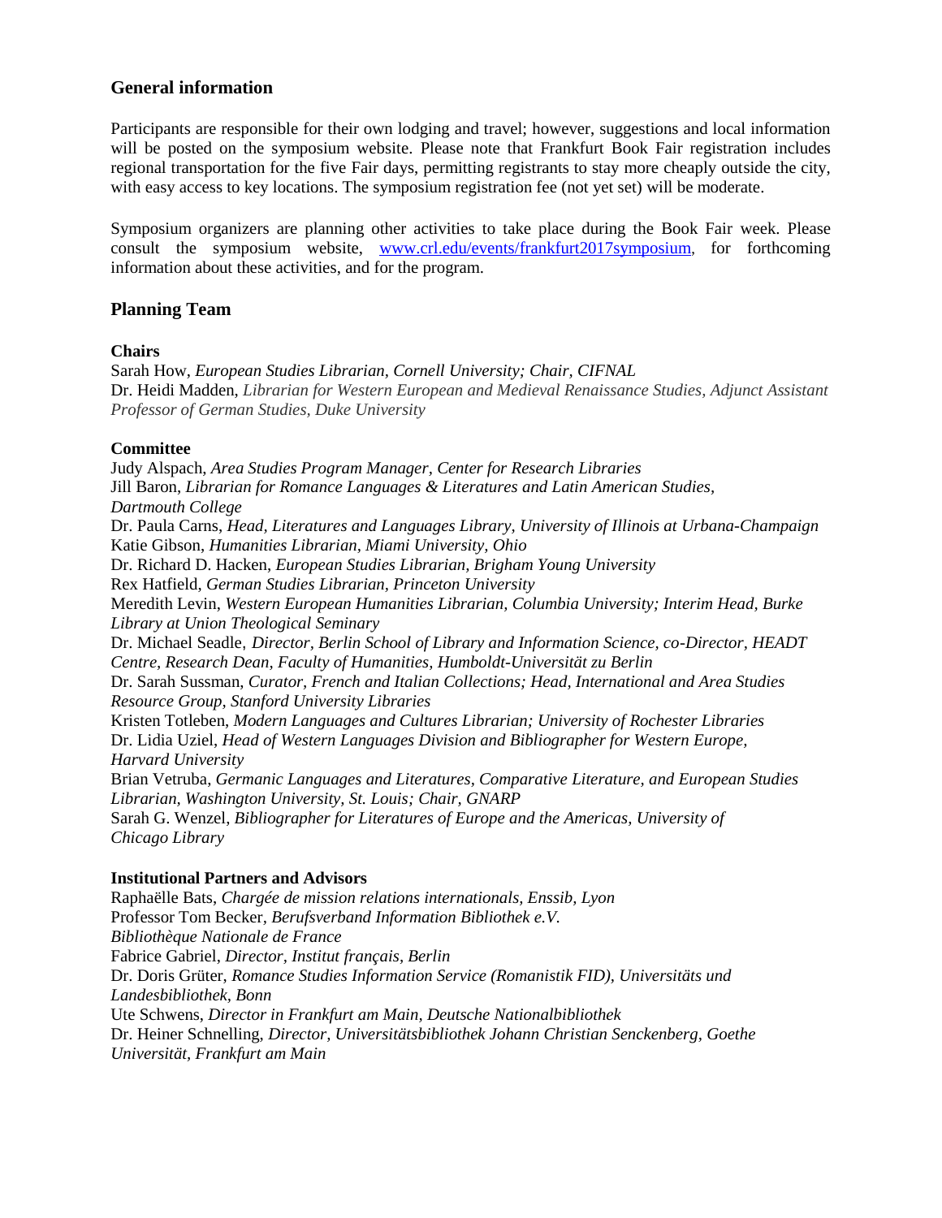## General information

Participants are responsible for their own lodging and travel; however, suggestions and local information will be posted on the symposium website. Please note that Frankfurt Book Fair registration includes regional transportation for the five Fair days, permitting registrants to stay more cheaply outside the city, with easy access to key locations. The symposium registration fee (not yet set) will be moderate.

Symposium organizers are planning other activities to take place during the Book Fair week. Please consult the symposium website, [www.crl.edu/events/frankfurt2017symposium](www.crl.edu/events/frankfurt2017symposium), for forthcoming information about these activities, and for the program.

## Planning Team

**Chairs**

Sarah How, *European Studies Librarian, Cornell University; Chair, CIFNAL*
Dr. Heidi Madden, *Librarian for Western European and Medieval Renaissance Studies, Adjunct Assistant Professor of German Studies, Duke University*

**Committee**

Judy Alspach, *Area Studies Program Manager, Center for Research Libraries*
Jill Baron, *Librarian for Romance Languages & Literatures and Latin American Studies, Dartmouth College*
Dr. Paula Carns, *Head, Literatures and Languages Library, University of Illinois at Urbana-Champaign*
Katie Gibson, *Humanities Librarian, Miami University, Ohio*
Dr. Richard D. Hacken, *European Studies Librarian, Brigham Young University*
Rex Hatfield, *German Studies Librarian, Princeton University*
Meredith Levin, *Western European Humanities Librarian, Columbia University; Interim Head, Burke Library at Union Theological Seminary*
Dr. Michael Seadle, *Director, Berlin School of Library and Information Science, co-Director, HEADT Centre, Research Dean, Faculty of Humanities, Humboldt-Universität zu Berlin*
Dr. Sarah Sussman, *Curator, French and Italian Collections; Head, International and Area Studies Resource Group, Stanford University Libraries*
Kristen Totleben, *Modern Languages and Cultures Librarian; University of Rochester Libraries*
Dr. Lidia Uziel, *Head of Western Languages Division and Bibliographer for Western Europe, Harvard University*
Brian Vetruba, *Germanic Languages and Literatures, Comparative Literature, and European Studies Librarian, Washington University, St. Louis; Chair, GNARP*
Sarah G. Wenzel, *Bibliographer for Literatures of Europe and the Americas, University of Chicago Library*

**Institutional Partners and Advisors**

Raphaëlle Bats, *Chargée de mission relations internationals, Enssib, Lyon*
Professor Tom Becker, *Berufsverband Information Bibliothek e.V.*
*Bibliothèque Nationale de France*
Fabrice Gabriel, *Director, Institut français, Berlin*
Dr. Doris Grüter, *Romance Studies Information Service (Romanistik FID), Universitäts und Landesbibliothek, Bonn*
Ute Schwens, *Director in Frankfurt am Main, Deutsche Nationalbibliothek*
Dr. Heiner Schnelling, *Director, Universitätsbibliothek Johann Christian Senckenberg, Goethe Universität, Frankfurt am Main*